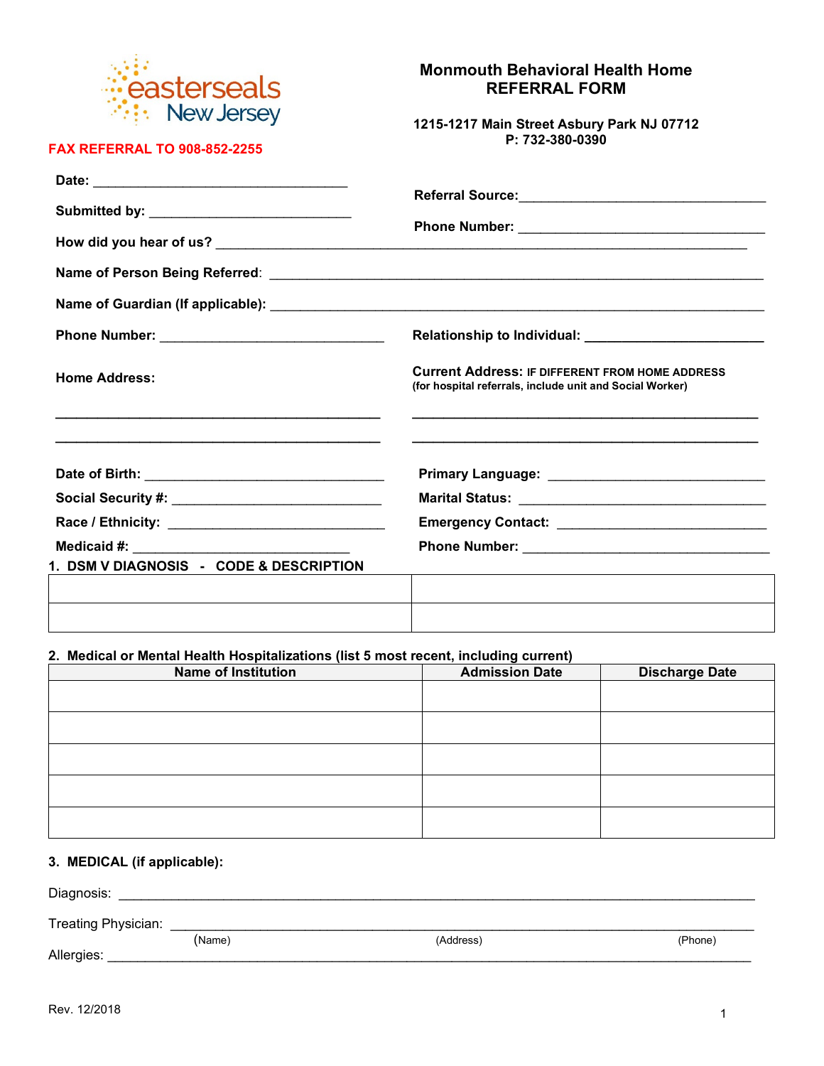easterseals New Jersey

**FAX REFERRAL TO 908-852-2255**

# Monmouth Behavioral Health Home
# REFERRAL FORM

**1215-1217 Main Street Asbury Park NJ 07712**
**P: 732-380-0390**

**Date:** ______________________________

**Submitted by:** ______________________________

**Referral Source:** ______________________________

**Phone Number:** ______________________________

**How did you hear of us?** ______________________________

**Name of Person Being Referred**: ______________________________

**Name of Guardian (If applicable):** ______________________________

**Phone Number:** ______________________________

**Relationship to Individual:** ______________________________

**Home Address:**

______________________________

______________________________

**Current Address:** **IF DIFFERENT FROM HOME ADDRESS**
**(for hospital referrals, include unit and Social Worker)**

______________________________

______________________________

**Date of Birth:** ______________________________

**Primary Language:** ______________________________

**Social Security #:** ______________________________

**Marital Status:** ______________________________

**Race / Ethnicity:** ______________________________

**Emergency Contact:** ______________________________

**Medicaid #:** ______________________________

**Phone Number:** ______________________________

**1. DSM V DIAGNOSIS - CODE & DESCRIPTION**

| | |
|---|---|
| | |
| | |

**2. Medical or Mental Health Hospitalizations (list 5 most recent, including current)**

| Name of Institution | Admission Date | Discharge Date |
|---|---|---|
| | | |
| | | |
| | | |
| | | |
| | | |

**3. MEDICAL (if applicable):**

Diagnosis: ______________________________

Treating Physician: ______________________________
(Name) (Address) (Phone)

Allergies: ______________________________

Rev. 12/2018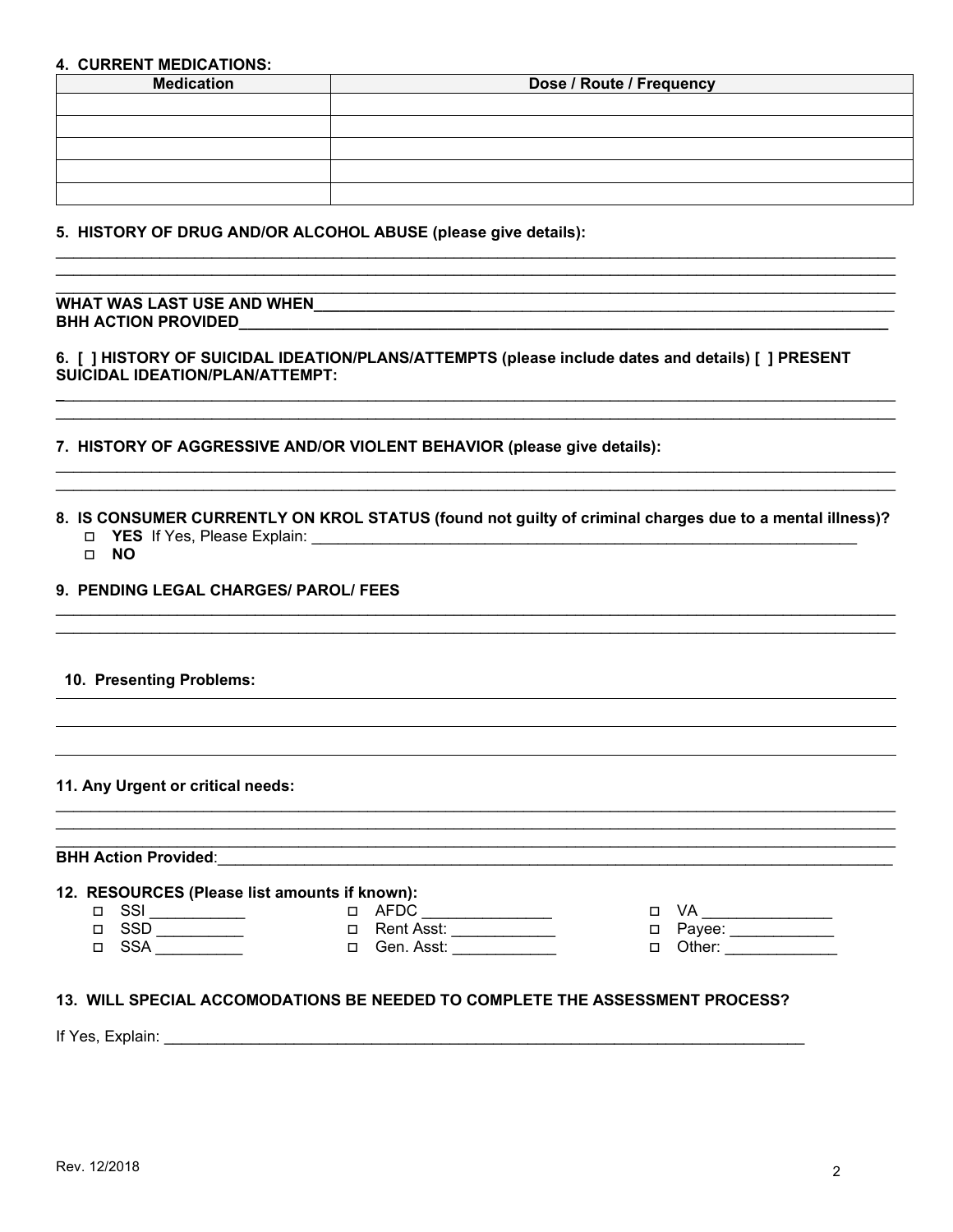### 4. CURRENT MEDICATIONS:

| Medication | Dose / Route / Frequency |
|---|---|
| | |
| | |
| | |
| | |
| | |

### 5. HISTORY OF DRUG AND/OR ALCOHOL ABUSE (please give details):

______________________________________________________________________________

______________________________________________________________________________

______________________________________________________________________________

**WHAT WAS LAST USE AND WHEN**______________________________________________

**BHH ACTION PROVIDED**______________________________________________________

### 6. [ ] HISTORY OF SUICIDAL IDEATION/PLANS/ATTEMPTS (please include dates and details) [ ] PRESENT SUICIDAL IDEATION/PLAN/ATTEMPT:

______________________________________________________________________________

______________________________________________________________________________

### 7. HISTORY OF AGGRESSIVE AND/OR VIOLENT BEHAVIOR (please give details):

______________________________________________________________________________

______________________________________________________________________________

### 8. IS CONSUMER CURRENTLY ON KROL STATUS (found not guilty of criminal charges due to a mental illness)?

- ☐ **YES** If Yes, Please Explain: ____________________________________________
- ☐ **NO**

### 9. PENDING LEGAL CHARGES/ PAROL/ FEES

______________________________________________________________________________

______________________________________________________________________________

### 10. Presenting Problems:

______________________________________________________________________________

______________________________________________________________________________

______________________________________________________________________________

### 11. Any Urgent or critical needs:

______________________________________________________________________________

______________________________________________________________________________

______________________________________________________________________________

**BHH Action Provided**:_______________________________________________________

### 12. RESOURCES (Please list amounts if known):

- ☐ SSI ___________
- ☐ SSD __________
- ☐ SSA __________
- ☐ AFDC _______________
- ☐ Rent Asst: ____________
- ☐ Gen. Asst: ____________
- ☐ VA _______________
- ☐ Payee: ____________
- ☐ Other: _____________

### 13. WILL SPECIAL ACCOMODATIONS BE NEEDED TO COMPLETE THE ASSESSMENT PROCESS?

If Yes, Explain: ______________________________________________________________

Rev. 12/2018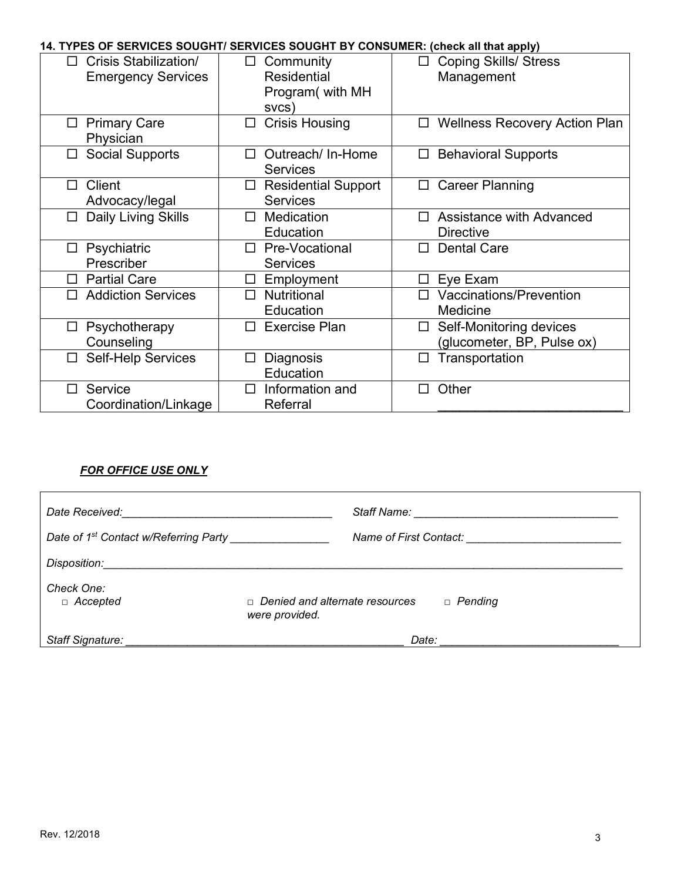**14. TYPES OF SERVICES SOUGHT/ SERVICES SOUGHT BY CONSUMER: (check all that apply)**

| | | |
|---|---|---|
| ☐ Crisis Stabilization/ Emergency Services | ☐ Community Residential Program( with MH svcs) | ☐ Coping Skills/ Stress Management |
| ☐ Primary Care Physician | ☐ Crisis Housing | ☐ Wellness Recovery Action Plan |
| ☐ Social Supports | ☐ Outreach/ In-Home Services | ☐ Behavioral Supports |
| ☐ Client Advocacy/legal | ☐ Residential Support Services | ☐ Career Planning |
| ☐ Daily Living Skills | ☐ Medication Education | ☐ Assistance with Advanced Directive |
| ☐ Psychiatric Prescriber | ☐ Pre-Vocational Services | ☐ Dental Care |
| ☐ Partial Care | ☐ Employment | ☐ Eye Exam |
| ☐ Addiction Services | ☐ Nutritional Education | ☐ Vaccinations/Prevention Medicine |
| ☐ Psychotherapy Counseling | ☐ Exercise Plan | ☐ Self-Monitoring devices (glucometer, BP, Pulse ox) |
| ☐ Self-Help Services | ☐ Diagnosis Education | ☐ Transportation |
| ☐ Service Coordination/Linkage | ☐ Information and Referral | ☐ Other \_\_\_\_\_\_\_\_\_\_\_\_\_\_\_\_\_\_\_\_\_\_\_\_ |

***FOR OFFICE USE ONLY***

*Date Received:*\_\_\_\_\_\_\_\_\_\_\_\_\_\_\_\_\_\_\_\_\_\_\_\_\_\_\_\_\_\_\_\_ *Staff Name:* \_\_\_\_\_\_\_\_\_\_\_\_\_\_\_\_\_\_\_\_\_\_\_\_\_\_\_\_\_\_\_\_

*Date of 1st Contact w/Referring Party* \_\_\_\_\_\_\_\_\_\_\_\_\_\_\_\_ *Name of First Contact:* \_\_\_\_\_\_\_\_\_\_\_\_\_\_\_\_\_\_\_\_\_\_\_\_\_

*Disposition:*\_\_\_\_\_\_\_\_\_\_\_\_\_\_\_\_\_\_\_\_\_\_\_\_\_\_\_\_\_\_\_\_\_\_\_\_\_\_\_\_\_\_\_\_\_\_\_\_\_\_\_\_\_\_\_\_\_\_\_\_\_\_\_\_\_\_\_\_\_\_\_\_\_\_\_\_\_\_\_\_

*Check One:*
□ *Accepted* □ *Denied and alternate resources were provided.* □ *Pending*

*Staff Signature:* \_\_\_\_\_\_\_\_\_\_\_\_\_\_\_\_\_\_\_\_\_\_\_\_\_\_\_\_\_\_\_\_\_\_\_\_\_\_\_\_\_\_\_\_\_ *Date:* \_\_\_\_\_\_\_\_\_\_\_\_\_\_\_\_\_\_\_\_\_\_\_\_\_\_\_\_

Rev. 12/2018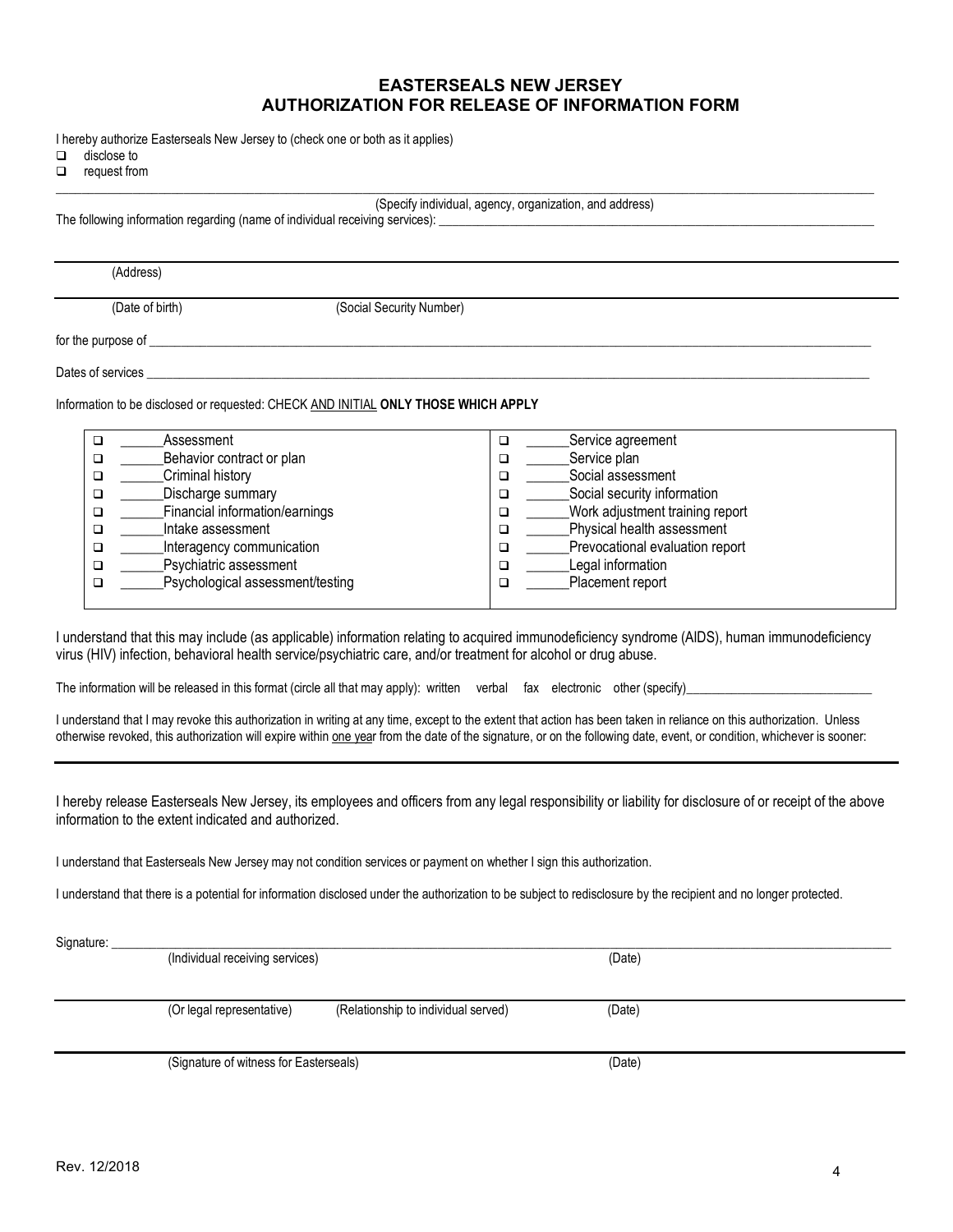# EASTERSEALS NEW JERSEY
## AUTHORIZATION FOR RELEASE OF INFORMATION FORM

I hereby authorize Easterseals New Jersey to (check one or both as it applies)

- ❑ disclose to
- ❑ request from

______________________________________________________________________________
(Specify individual, agency, organization, and address)

The following information regarding (name of individual receiving services): ________________________________

______________________________________________________________________________
(Address)

______________________________________________________________________________
(Date of birth) (Social Security Number)

for the purpose of ______________________________________________________________________________

Dates of services ______________________________________________________________________________

Information to be disclosed or requested: CHECK AND INITIAL **ONLY THOSE WHICH APPLY**

| | |
|---|---|
| ❑ ______Assessment | ❑ ______Service agreement |
| ❑ ______Behavior contract or plan | ❑ ______Service plan |
| ❑ ______Criminal history | ❑ ______Social assessment |
| ❑ ______Discharge summary | ❑ ______Social security information |
| ❑ ______Financial information/earnings | ❑ ______Work adjustment training report |
| ❑ ______Intake assessment | ❑ ______Physical health assessment |
| ❑ ______Interagency communication | ❑ ______Prevocational evaluation report |
| ❑ ______Psychiatric assessment | ❑ ______Legal information |
| ❑ ______Psychological assessment/testing | ❑ ______Placement report |

I understand that this may include (as applicable) information relating to acquired immunodeficiency syndrome (AIDS), human immunodeficiency virus (HIV) infection, behavioral health service/psychiatric care, and/or treatment for alcohol or drug abuse.

The information will be released in this format (circle all that may apply): written verbal fax electronic other (specify)____________________________

I understand that I may revoke this authorization in writing at any time, except to the extent that action has been taken in reliance on this authorization. Unless otherwise revoked, this authorization will expire within one year from the date of the signature, or on the following date, event, or condition, whichever is sooner:

______________________________________________________________________________

I hereby release Easterseals New Jersey, its employees and officers from any legal responsibility or liability for disclosure of or receipt of the above information to the extent indicated and authorized.

I understand that Easterseals New Jersey may not condition services or payment on whether I sign this authorization.

I understand that there is a potential for information disclosed under the authorization to be subject to redisclosure by the recipient and no longer protected.

Signature: ______________________________________________________________________________
(Individual receiving services) (Date)

______________________________________________________________________________
(Or legal representative) (Relationship to individual served) (Date)

______________________________________________________________________________
(Signature of witness for Easterseals) (Date)

Rev. 12/2018